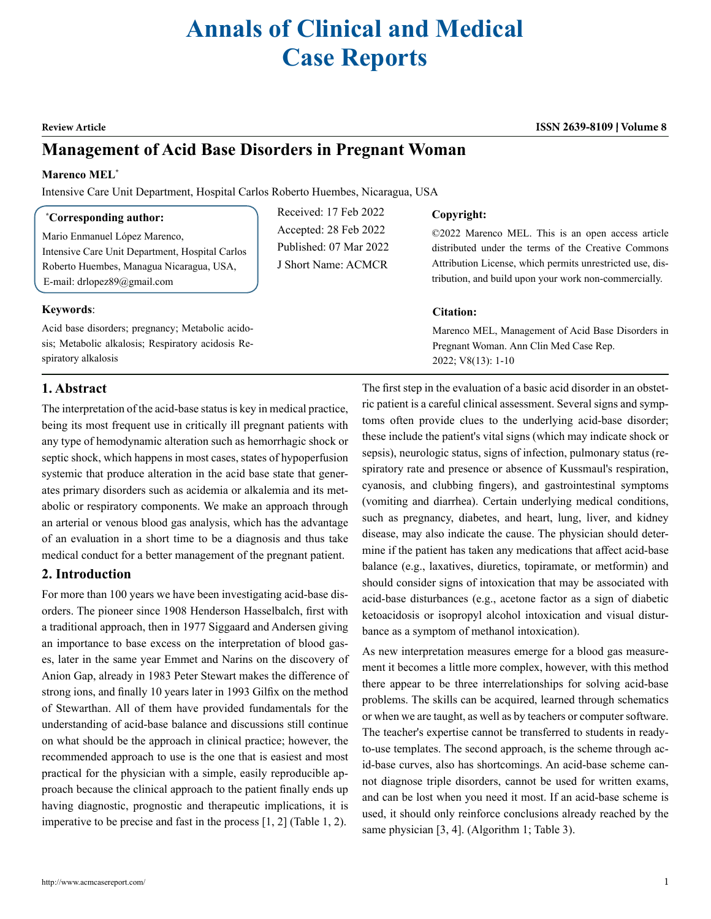# Annals of Clinical and Medical Case Reports

**Review Article**

# Management of Acid Base Disorders in Pregnant Woman

**Marenco MEL***

Intensive Care Unit Department, Hospital Carlos Roberto Huembes, Nicaragua, USA

**\*Corresponding author:**
Mario Enmanuel López Marenco,
Intensive Care Unit Department, Hospital Carlos Roberto Huembes, Managua Nicaragua, USA,
E-mail: drlopez89@gmail.com

Received: 17 Feb 2022
Accepted: 28 Feb 2022
Published: 07 Mar 2022
J Short Name: ACMCR

**Copyright:**
©2022 Marenco MEL. This is an open access article distributed under the terms of the Creative Commons Attribution License, which permits unrestricted use, distribution, and build upon your work non-commercially.

**Keywords**:
Acid base disorders; pregnancy; Metabolic acidosis; Metabolic alkalosis; Respiratory acidosis Respiratory alkalosis

**Citation:**
Marenco MEL, Management of Acid Base Disorders in Pregnant Woman. Ann Clin Med Case Rep. 2022; V8(13): 1-10

## 1. Abstract

The interpretation of the acid-base status is key in medical practice, being its most frequent use in critically ill pregnant patients with any type of hemodynamic alteration such as hemorrhagic shock or septic shock, which happens in most cases, states of hypoperfusion systemic that produce alteration in the acid base state that generates primary disorders such as acidemia or alkalemia and its metabolic or respiratory components. We make an approach through an arterial or venous blood gas analysis, which has the advantage of an evaluation in a short time to be a diagnosis and thus take medical conduct for a better management of the pregnant patient.

## 2. Introduction

For more than 100 years we have been investigating acid-base disorders. The pioneer since 1908 Henderson Hasselbalch, first with a traditional approach, then in 1977 Siggaard and Andersen giving an importance to base excess on the interpretation of blood gases, later in the same year Emmet and Narins on the discovery of Anion Gap, already in 1983 Peter Stewart makes the difference of strong ions, and finally 10 years later in 1993 Gilfix on the method of Stewarthan. All of them have provided fundamentals for the understanding of acid-base balance and discussions still continue on what should be the approach in clinical practice; however, the recommended approach to use is the one that is easiest and most practical for the physician with a simple, easily reproducible approach because the clinical approach to the patient finally ends up having diagnostic, prognostic and therapeutic implications, it is imperative to be precise and fast in the process [1, 2] (Table 1, 2).

The first step in the evaluation of a basic acid disorder in an obstetric patient is a careful clinical assessment. Several signs and symptoms often provide clues to the underlying acid-base disorder; these include the patient's vital signs (which may indicate shock or sepsis), neurologic status, signs of infection, pulmonary status (respiratory rate and presence or absence of Kussmaul's respiration, cyanosis, and clubbing fingers), and gastrointestinal symptoms (vomiting and diarrhea). Certain underlying medical conditions, such as pregnancy, diabetes, and heart, lung, liver, and kidney disease, may also indicate the cause. The physician should determine if the patient has taken any medications that affect acid-base balance (e.g., laxatives, diuretics, topiramate, or metformin) and should consider signs of intoxication that may be associated with acid-base disturbances (e.g., acetone factor as a sign of diabetic ketoacidosis or isopropyl alcohol intoxication and visual disturbance as a symptom of methanol intoxication).

As new interpretation measures emerge for a blood gas measurement it becomes a little more complex, however, with this method there appear to be three interrelationships for solving acid-base problems. The skills can be acquired, learned through schematics or when we are taught, as well as by teachers or computer software. The teacher's expertise cannot be transferred to students in ready-to-use templates. The second approach, is the scheme through acid-base curves, also has shortcomings. An acid-base scheme cannot diagnose triple disorders, cannot be used for written exams, and can be lost when you need it most. If an acid-base scheme is used, it should only reinforce conclusions already reached by the same physician [3, 4]. (Algorithm 1; Table 3).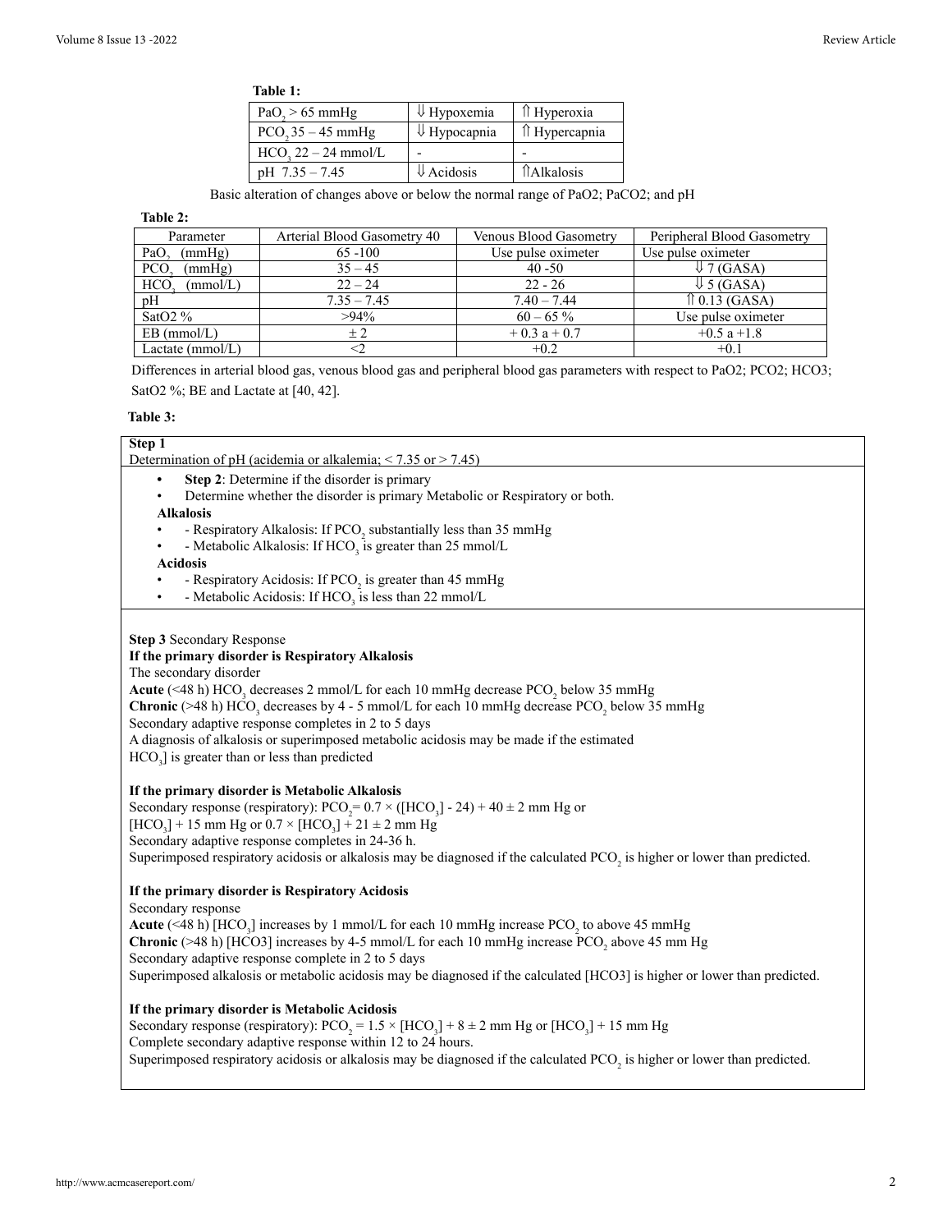**Table 1:**

| $PaO_2$ > 65 mmHg | ⇓ Hypoxemia | ⇑ Hyperoxia |
|---|---|---|
| $PCO_2$ 35 – 45 mmHg | ⇓ Hypocapnia | ⇑ Hypercapnia |
| $HCO_3$ 22 – 24 mmol/L | - | - |
| pH 7.35 – 7.45 | ⇓ Acidosis | ⇑Alkalosis |

Basic alteration of changes above or below the normal range of PaO2; PaCO2; and pH

**Table 2:**

| Parameter | Arterial Blood Gasometry 40 | Venous Blood Gasometry | Peripheral Blood Gasometry |
|---|---|---|---|
| $PaO_2$ (mmHg) | 65 -100 | Use pulse oximeter | Use pulse oximeter |
| $PCO_2$ (mmHg) | 35 – 45 | 40 -50 | ⇓ 7 (GASA) |
| $HCO_3$ (mmol/L) | 22 – 24 | 22 - 26 | ⇓ 5 (GASA) |
| pH | 7.35 – 7.45 | 7.40 – 7.44 | ⇑ 0.13 (GASA) |
| SatO2 % | >94% | 60 – 65 % | Use pulse oximeter |
| EB (mmol/L) | ± 2 | + 0.3 a + 0.7 | +0.5 a +1.8 |
| Lactate (mmol/L) | <2 | +0.2 | +0.1 |

Differences in arterial blood gas, venous blood gas and peripheral blood gas parameters with respect to PaO2; PCO2; HCO3; SatO2 %; BE and Lactate at [40, 42].

**Table 3:**

**Step 1**

Determination of pH (acidemia or alkalemia; < 7.35 or > 7.45)

- **Step 2**: Determine if the disorder is primary
- Determine whether the disorder is primary Metabolic or Respiratory or both.

**Alkalosis**

- - Respiratory Alkalosis: If $PCO_2$ substantially less than 35 mmHg
- - Metabolic Alkalosis: If $HCO_3$ is greater than 25 mmol/L

**Acidosis**

- - Respiratory Acidosis: If $PCO_2$ is greater than 45 mmHg
- - Metabolic Acidosis: If $HCO_3$ is less than 22 mmol/L

**Step 3** Secondary Response

**If the primary disorder is Respiratory Alkalosis**

The secondary disorder

**Acute** (<48 h) $HCO_3$ decreases 2 mmol/L for each 10 mmHg decrease $PCO_2$ below 35 mmHg

**Chronic** (>48 h) $HCO_3$ decreases by 4 - 5 mmol/L for each 10 mmHg decrease $PCO_2$ below 35 mmHg

Secondary adaptive response completes in 2 to 5 days

A diagnosis of alkalosis or superimposed metabolic acidosis may be made if the estimated $HCO_3$] is greater than or less than predicted

**If the primary disorder is Metabolic Alkalosis**

Secondary response (respiratory): $PCO_2 = 0.7 \times ([HCO_3] - 24) + 40 \pm 2$ mm Hg or $[HCO_3] + 15$ mm Hg or $0.7 \times [HCO_3] + 21 \pm 2$ mm Hg

Secondary adaptive response completes in 24-36 h.

Superimposed respiratory acidosis or alkalosis may be diagnosed if the calculated $PCO_2$ is higher or lower than predicted.

**If the primary disorder is Respiratory Acidosis**

Secondary response

**Acute** (<48 h) $[HCO_3]$ increases by 1 mmol/L for each 10 mmHg increase $PCO_2$ to above 45 mmHg

**Chronic** (>48 h) [HCO3] increases by 4-5 mmol/L for each 10 mmHg increase $PCO_2$ above 45 mm Hg

Secondary adaptive response complete in 2 to 5 days

Superimposed alkalosis or metabolic acidosis may be diagnosed if the calculated [HCO3] is higher or lower than predicted.

**If the primary disorder is Metabolic Acidosis**

Secondary response (respiratory): $PCO_2 = 1.5 \times [HCO_3] + 8 \pm 2$ mm Hg or $[HCO_3] + 15$ mm Hg

Complete secondary adaptive response within 12 to 24 hours.

Superimposed respiratory acidosis or alkalosis may be diagnosed if the calculated $PCO_2$ is higher or lower than predicted.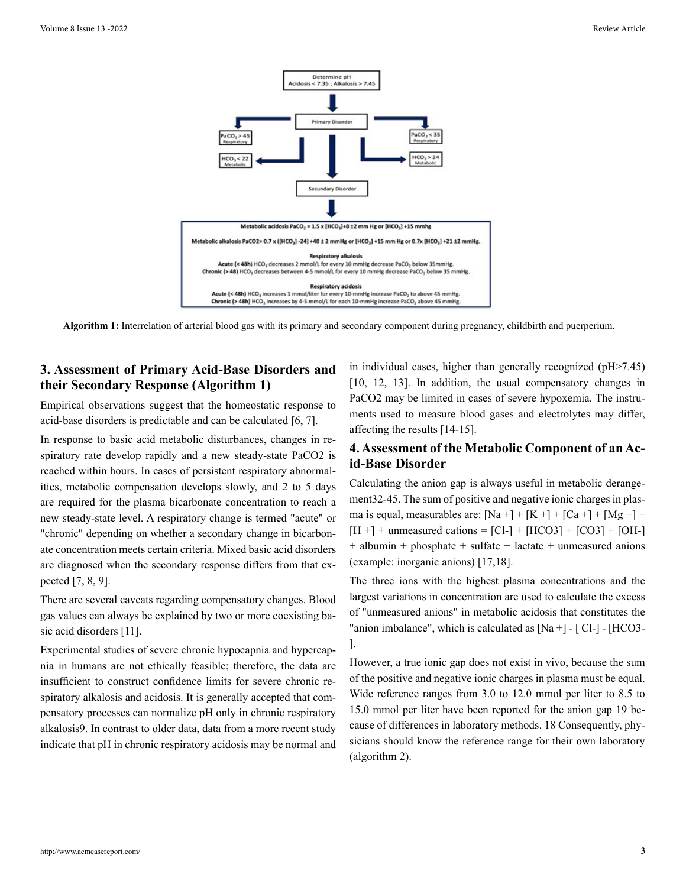Determine pH
Acidosis < 7.35 ; Alkalosis > 7.45

Primary Disorder

$PaCO_2$ > 45 Respiratory

$HCO_3$ < 22 Metabolic

$PaCO_2$ < 35 Respiratory

$HCO_3$ > 24 Metabolic

Secundary Disorder

**Metabolic acidosis** $PaCO_2 = 1.5 \times [HCO_3] + 8 \pm 2$ mm Hg or $[HCO_3] + 15$ mmhg

**Metabolic alkalosis** $PaCO_2 = 0.7 \times ([HCO_3] - 24) + 40 \pm 2$ mmHg or $[HCO_3] + 15$ mm Hg or $0.7 \times [HCO_3] + 21 \pm 2$ mmHg.

**Respiratory alkalosis**

**Acute (< 48h)** $HCO_3$ decreases 2 mmol/L for every 10 mmHg decrease $PaCO_2$ below 35mmHg.

**Chronic (> 48)** $HCO_3$ decreases between 4-5 mmol/L for every 10 mmHg decrease $PaCO_2$ below 35 mmHg.

**Respiratory acidosis**

**Acute (< 48h)** $HCO_3$ increases 1 mmol/liter for every 10-mmHg increase $PaCO_2$ to above 45 mmHg.

**Chronic (> 48h)** $HCO_3$ increases by 4-5 mmol/L for each 10-mmHg increase $PaCO_2$ above 45 mmHg.

**Algorithm 1:** Interrelation of arterial blood gas with its primary and secondary component during pregnancy, childbirth and puerperium.

## 3. Assessment of Primary Acid-Base Disorders and their Secondary Response (Algorithm 1)

Empirical observations suggest that the homeostatic response to acid-base disorders is predictable and can be calculated [6, 7].

In response to basic acid metabolic disturbances, changes in respiratory rate develop rapidly and a new steady-state PaCO2 is reached within hours. In cases of persistent respiratory abnormalities, metabolic compensation develops slowly, and 2 to 5 days are required for the plasma bicarbonate concentration to reach a new steady-state level. A respiratory change is termed "acute" or "chronic" depending on whether a secondary change in bicarbonate concentration meets certain criteria. Mixed basic acid disorders are diagnosed when the secondary response differs from that expected [7, 8, 9].

There are several caveats regarding compensatory changes. Blood gas values can always be explained by two or more coexisting basic acid disorders [11].

Experimental studies of severe chronic hypocapnia and hypercapnia in humans are not ethically feasible; therefore, the data are insufficient to construct confidence limits for severe chronic respiratory alkalosis and acidosis. It is generally accepted that compensatory processes can normalize pH only in chronic respiratory alkalosis9. In contrast to older data, data from a more recent study indicate that pH in chronic respiratory acidosis may be normal and in individual cases, higher than generally recognized (pH>7.45) [10, 12, 13]. In addition, the usual compensatory changes in PaCO2 may be limited in cases of severe hypoxemia. The instruments used to measure blood gases and electrolytes may differ, affecting the results [14-15].

## 4. Assessment of the Metabolic Component of an Acid-Base Disorder

Calculating the anion gap is always useful in metabolic derangement32-45. The sum of positive and negative ionic charges in plasma is equal, measurables are: [Na +] + [K +] + [Ca +] + [Mg +] + [H +] + unmeasured cations = [Cl-] + [HCO3] + [CO3] + [OH-] + albumin + phosphate + sulfate + lactate + unmeasured anions (example: inorganic anions) [17,18].

The three ions with the highest plasma concentrations and the largest variations in concentration are used to calculate the excess of "unmeasured anions" in metabolic acidosis that constitutes the "anion imbalance", which is calculated as [Na +] - [ Cl-] - [HCO3-].

However, a true ionic gap does not exist in vivo, because the sum of the positive and negative ionic charges in plasma must be equal. Wide reference ranges from 3.0 to 12.0 mmol per liter to 8.5 to 15.0 mmol per liter have been reported for the anion gap 19 because of differences in laboratory methods. 18 Consequently, physicians should know the reference range for their own laboratory (algorithm 2).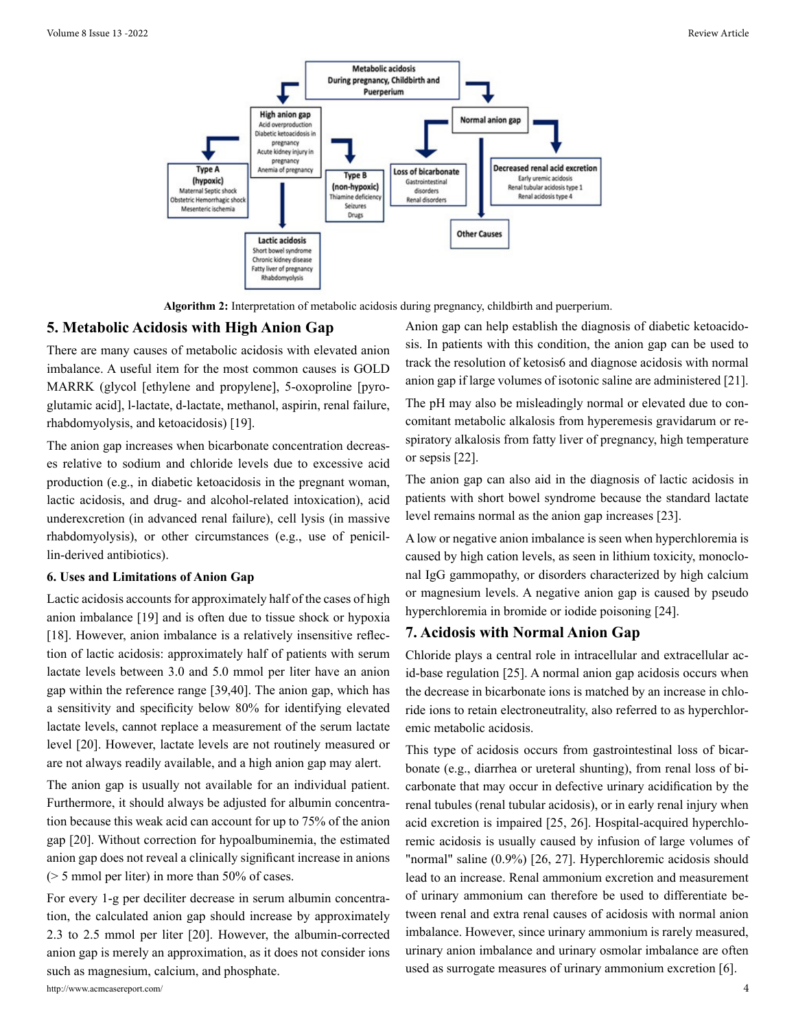Metabolic acidosis During pregnancy, Childbirth and Puerperium

- High anion gap: Acid overproduction; Diabetic ketoacidosis in pregnancy; Acute kidney injury in pregnancy; Anemia of pregnancy
  - Type A (hypoxic): Maternal Septic shock; Obstetric Hemorrhagic shock; Mesenteric ischemia
  - Type B (non-hypoxic): Thiamine deficiency; Seizures; Drugs
  - Lactic acidosis: Short bowel syndrome; Chronic kidney disease; Fatty liver of pregnancy; Rhabdomyolysis
- Normal anion gap
  - Loss of bicarbonate: Gastrointestinal disorders; Renal disorders
  - Decreased renal acid excretion: Early uremic acidosis; Renal tubular acidosis type 1; Renal acidosis type 4
  - Other Causes

**Algorithm 2:** Interpretation of metabolic acidosis during pregnancy, childbirth and puerperium.

## 5. Metabolic Acidosis with High Anion Gap

There are many causes of metabolic acidosis with elevated anion imbalance. A useful item for the most common causes is GOLD MARRK (glycol [ethylene and propylene], 5-oxoproline [pyroglutamic acid], l-lactate, d-lactate, methanol, aspirin, renal failure, rhabdomyolysis, and ketoacidosis) [19].

The anion gap increases when bicarbonate concentration decreases relative to sodium and chloride levels due to excessive acid production (e.g., in diabetic ketoacidosis in the pregnant woman, lactic acidosis, and drug- and alcohol-related intoxication), acid underexcretion (in advanced renal failure), cell lysis (in massive rhabdomyolysis), or other circumstances (e.g., use of penicillin-derived antibiotics).

### 6. Uses and Limitations of Anion Gap

Lactic acidosis accounts for approximately half of the cases of high anion imbalance [19] and is often due to tissue shock or hypoxia [18]. However, anion imbalance is a relatively insensitive reflection of lactic acidosis: approximately half of patients with serum lactate levels between 3.0 and 5.0 mmol per liter have an anion gap within the reference range [39,40]. The anion gap, which has a sensitivity and specificity below 80% for identifying elevated lactate levels, cannot replace a measurement of the serum lactate level [20]. However, lactate levels are not routinely measured or are not always readily available, and a high anion gap may alert.

The anion gap is usually not available for an individual patient. Furthermore, it should always be adjusted for albumin concentration because this weak acid can account for up to 75% of the anion gap [20]. Without correction for hypoalbuminemia, the estimated anion gap does not reveal a clinically significant increase in anions (> 5 mmol per liter) in more than 50% of cases.

For every 1-g per deciliter decrease in serum albumin concentration, the calculated anion gap should increase by approximately 2.3 to 2.5 mmol per liter [20]. However, the albumin-corrected anion gap is merely an approximation, as it does not consider ions such as magnesium, calcium, and phosphate.

Anion gap can help establish the diagnosis of diabetic ketoacidosis. In patients with this condition, the anion gap can be used to track the resolution of ketosis6 and diagnose acidosis with normal anion gap if large volumes of isotonic saline are administered [21].

The pH may also be misleadingly normal or elevated due to concomitant metabolic alkalosis from hyperemesis gravidarum or respiratory alkalosis from fatty liver of pregnancy, high temperature or sepsis [22].

The anion gap can also aid in the diagnosis of lactic acidosis in patients with short bowel syndrome because the standard lactate level remains normal as the anion gap increases [23].

A low or negative anion imbalance is seen when hyperchloremia is caused by high cation levels, as seen in lithium toxicity, monoclonal IgG gammopathy, or disorders characterized by high calcium or magnesium levels. A negative anion gap is caused by pseudo hyperchloremia in bromide or iodide poisoning [24].

## 7. Acidosis with Normal Anion Gap

Chloride plays a central role in intracellular and extracellular acid-base regulation [25]. A normal anion gap acidosis occurs when the decrease in bicarbonate ions is matched by an increase in chloride ions to retain electroneutrality, also referred to as hyperchloremic metabolic acidosis.

This type of acidosis occurs from gastrointestinal loss of bicarbonate (e.g., diarrhea or ureteral shunting), from renal loss of bicarbonate that may occur in defective urinary acidification by the renal tubules (renal tubular acidosis), or in early renal injury when acid excretion is impaired [25, 26]. Hospital-acquired hyperchloremic acidosis is usually caused by infusion of large volumes of "normal" saline (0.9%) [26, 27]. Hyperchloremic acidosis should lead to an increase. Renal ammonium excretion and measurement of urinary ammonium can therefore be used to differentiate between renal and extra renal causes of acidosis with normal anion imbalance. However, since urinary ammonium is rarely measured, urinary anion imbalance and urinary osmolar imbalance are often used as surrogate measures of urinary ammonium excretion [6].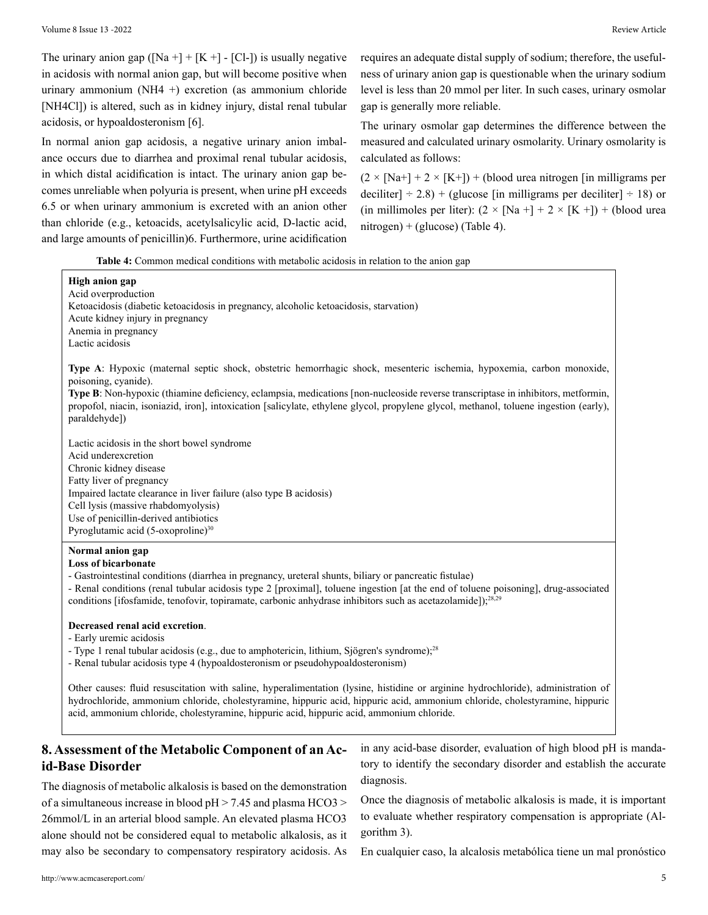The urinary anion gap ([Na +] + [K +] - [Cl-]) is usually negative in acidosis with normal anion gap, but will become positive when urinary ammonium (NH4 +) excretion (as ammonium chloride [NH4Cl]) is altered, such as in kidney injury, distal renal tubular acidosis, or hypoaldosteronism [6].

In normal anion gap acidosis, a negative urinary anion imbalance occurs due to diarrhea and proximal renal tubular acidosis, in which distal acidification is intact. The urinary anion gap becomes unreliable when polyuria is present, when urine pH exceeds 6.5 or when urinary ammonium is excreted with an anion other than chloride (e.g., ketoacids, acetylsalicylic acid, D-lactic acid, and large amounts of penicillin)6. Furthermore, urine acidification requires an adequate distal supply of sodium; therefore, the usefulness of urinary anion gap is questionable when the urinary sodium level is less than 20 mmol per liter. In such cases, urinary osmolar gap is generally more reliable.

The urinary osmolar gap determines the difference between the measured and calculated urinary osmolarity. Urinary osmolarity is calculated as follows:

(2 × [Na+] + 2 × [K+]) + (blood urea nitrogen [in milligrams per deciliter] ÷ 2.8) + (glucose [in milligrams per deciliter] ÷ 18) or (in millimoles per liter): (2 × [Na +] + 2 × [K +]) + (blood urea nitrogen) + (glucose) (Table 4).

**Table 4:** Common medical conditions with metabolic acidosis in relation to the anion gap

| |
|---|
| **High anion gap**<br>Acid overproduction<br>Ketoacidosis (diabetic ketoacidosis in pregnancy, alcoholic ketoacidosis, starvation)<br>Acute kidney injury in pregnancy<br>Anemia in pregnancy<br>Lactic acidosis<br><br>**Type A**: Hypoxic (maternal septic shock, obstetric hemorrhagic shock, mesenteric ischemia, hypoxemia, carbon monoxide, poisoning, cyanide).<br>**Type B**: Non-hypoxic (thiamine deficiency, eclampsia, medications [non-nucleoside reverse transcriptase in inhibitors, metformin, propofol, niacin, isoniazid, iron], intoxication [salicylate, ethylene glycol, propylene glycol, methanol, toluene ingestion (early), paraldehyde])<br><br>Lactic acidosis in the short bowel syndrome<br>Acid underexcretion<br>Chronic kidney disease<br>Fatty liver of pregnancy<br>Impaired lactate clearance in liver failure (also type B acidosis)<br>Cell lysis (massive rhabdomyolysis)<br>Use of penicillin-derived antibiotics<br>Pyroglutamic acid (5-oxoproline)[30] |
| **Normal anion gap**<br>**Loss of bicarbonate**<br>- Gastrointestinal conditions (diarrhea in pregnancy, ureteral shunts, biliary or pancreatic fistulae)<br>- Renal conditions (renal tubular acidosis type 2 [proximal], toluene ingestion [at the end of toluene poisoning], drug-associated conditions [ifosfamide, tenofovir, topiramate, carbonic anhydrase inhibitors such as acetazolamide]);[28,29]<br><br>**Decreased renal acid excretion**.<br>- Early uremic acidosis<br>- Type 1 renal tubular acidosis (e.g., due to amphotericin, lithium, Sjögren's syndrome);[28]<br>- Renal tubular acidosis type 4 (hypoaldosteronism or pseudohypoaldosteronism)<br><br>Other causes: fluid resuscitation with saline, hyperalimentation (lysine, histidine or arginine hydrochloride), administration of hydrochloride, ammonium chloride, cholestyramine, hippuric acid, hippuric acid, ammonium chloride, cholestyramine, hippuric acid, ammonium chloride, cholestyramine, hippuric acid, hippuric acid, ammonium chloride. |

## 8. Assessment of the Metabolic Component of an Acid-Base Disorder

The diagnosis of metabolic alkalosis is based on the demonstration of a simultaneous increase in blood pH > 7.45 and plasma HCO3 > 26mmol/L in an arterial blood sample. An elevated plasma HCO3 alone should not be considered equal to metabolic alkalosis, as it may also be secondary to compensatory respiratory acidosis. As in any acid-base disorder, evaluation of high blood pH is mandatory to identify the secondary disorder and establish the accurate diagnosis.

Once the diagnosis of metabolic alkalosis is made, it is important to evaluate whether respiratory compensation is appropriate (Algorithm 3).

En cualquier caso, la alcalosis metabólica tiene un mal pronóstico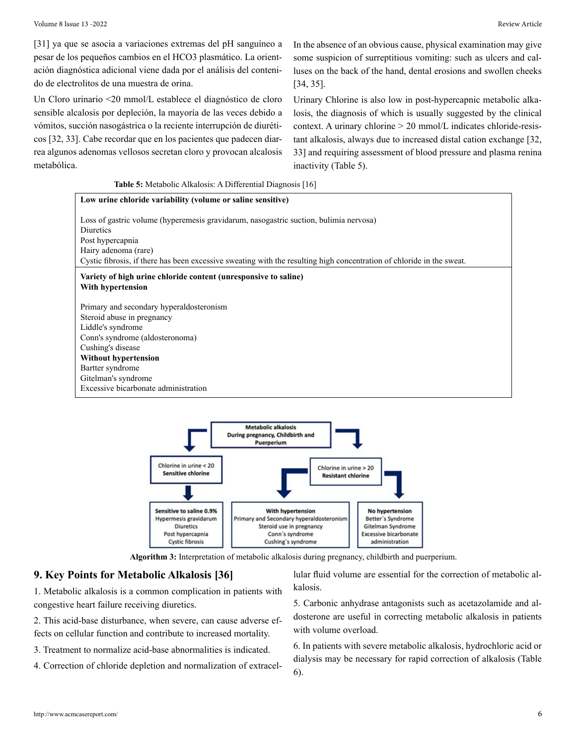[31] ya que se asocia a variaciones extremas del pH sanguíneo a pesar de los pequeños cambios en el HCO3 plasmático. La orientación diagnóstica adicional viene dada por el análisis del contenido de electrolitos de una muestra de orina.

Un Cloro urinario <20 mmol/L establece el diagnóstico de cloro sensible alcalosis por depleción, la mayoría de las veces debido a vómitos, succión nasogástrica o la reciente interrupción de diuréticos [32, 33]. Cabe recordar que en los pacientes que padecen diarrea algunos adenomas vellosos secretan cloro y provocan alcalosis metabólica.

In the absence of an obvious cause, physical examination may give some suspicion of surreptitious vomiting: such as ulcers and calluses on the back of the hand, dental erosions and swollen cheeks [34, 35].

Urinary Chlorine is also low in post-hypercapnic metabolic alkalosis, the diagnosis of which is usually suggested by the clinical context. A urinary chlorine > 20 mmol/L indicates chloride-resistant alkalosis, always due to increased distal cation exchange [32, 33] and requiring assessment of blood pressure and plasma renina inactivity (Table 5).

**Table 5:** Metabolic Alkalosis: A Differential Diagnosis [16]

| |
|---|
| **Low urine chloride variability (volume or saline sensitive)** |
| Loss of gastric volume (hyperemesis gravidarum, nasogastric suction, bulimia nervosa) |
| Diuretics |
| Post hypercapnia |
| Hairy adenoma (rare) |
| Cystic fibrosis, if there has been excessive sweating with the resulting high concentration of chloride in the sweat. |
| **Variety of high urine chloride content (unresponsive to saline)** |
| **With hypertension** |
| Primary and secondary hyperaldosteronism |
| Steroid abuse in pregnancy |
| Liddle's syndrome |
| Conn's syndrome (aldosteronoma) |
| Cushing's disease |
| **Without hypertension** |
| Bartter syndrome |
| Gitelman's syndrome |
| Excessive bicarbonate administration |

Metabolic alkalosis During pregnancy, Childbirth and Puerperium

- Chlorine in urine < 20 **Sensitive chlorine**
  - **Sensitive to saline 0.9%**: Hypermesis gravidarum, Diuretics, Post hypercapnia, Cystic fibrosis
- Chlorine in urine > 20 **Resistant chlorine**
  - **With hypertension**: Primary and Secondary hyperaldosteronism, Steroid use in pregnancy, Conn`s syndrome, Cushing`s syndrome
  - **No hypertension**: Better`s Syndrome, Gitelman Syndrome, Excessive bicarbonate administration

**Algorithm 3:** Interpretation of metabolic alkalosis during pregnancy, childbirth and puerperium.

## 9. Key Points for Metabolic Alkalosis [36]

1. Metabolic alkalosis is a common complication in patients with congestive heart failure receiving diuretics.

2. This acid-base disturbance, when severe, can cause adverse effects on cellular function and contribute to increased mortality.

3. Treatment to normalize acid-base abnormalities is indicated.

4. Correction of chloride depletion and normalization of extracellular fluid volume are essential for the correction of metabolic alkalosis.

5. Carbonic anhydrase antagonists such as acetazolamide and aldosterone are useful in correcting metabolic alkalosis in patients with volume overload.

6. In patients with severe metabolic alkalosis, hydrochloric acid or dialysis may be necessary for rapid correction of alkalosis (Table 6).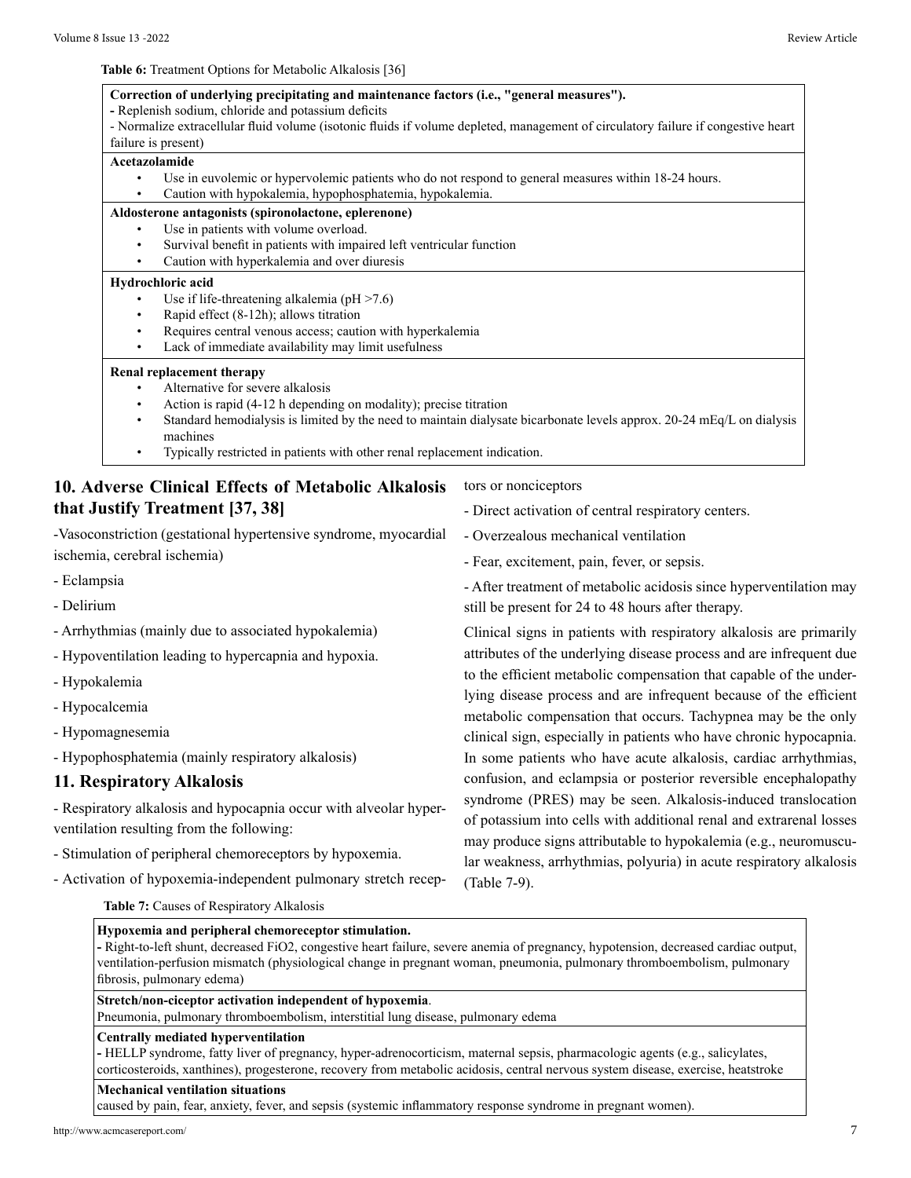**Table 6:** Treatment Options for Metabolic Alkalosis [36]

| |
|---|
| **Correction of underlying precipitating and maintenance factors (i.e., "general measures").**<br>- Replenish sodium, chloride and potassium deficits<br>- Normalize extracellular fluid volume (isotonic fluids if volume depleted, management of circulatory failure if congestive heart failure is present) |
| **Acetazolamide**<br>• Use in euvolemic or hypervolemic patients who do not respond to general measures within 18-24 hours.<br>• Caution with hypokalemia, hypophosphatemia, hypokalemia. |
| **Aldosterone antagonists (spironolactone, eplerenone)**<br>• Use in patients with volume overload.<br>• Survival benefit in patients with impaired left ventricular function<br>• Caution with hyperkalemia and over diuresis |
| **Hydrochloric acid**<br>• Use if life-threatening alkalemia (pH >7.6)<br>• Rapid effect (8-12h); allows titration<br>• Requires central venous access; caution with hyperkalemia<br>• Lack of immediate availability may limit usefulness |
| **Renal replacement therapy**<br>• Alternative for severe alkalosis<br>• Action is rapid (4-12 h depending on modality); precise titration<br>• Standard hemodialysis is limited by the need to maintain dialysate bicarbonate levels approx. 20-24 mEq/L on dialysis machines<br>• Typically restricted in patients with other renal replacement indication. |

## 10. Adverse Clinical Effects of Metabolic Alkalosis that Justify Treatment [37, 38]

-Vasoconstriction (gestational hypertensive syndrome, myocardial ischemia, cerebral ischemia)

- Eclampsia

- Delirium

- Arrhythmias (mainly due to associated hypokalemia)

- Hypoventilation leading to hypercapnia and hypoxia.

- Hypokalemia

- Hypocalcemia

- Hypomagnesemia

- Hypophosphatemia (mainly respiratory alkalosis)

## 11. Respiratory Alkalosis

- Respiratory alkalosis and hypocapnia occur with alveolar hyperventilation resulting from the following:

- Stimulation of peripheral chemoreceptors by hypoxemia.

- Activation of hypoxemia-independent pulmonary stretch receptors or nonciceptors

- Direct activation of central respiratory centers.

- Overzealous mechanical ventilation

- Fear, excitement, pain, fever, or sepsis.

- After treatment of metabolic acidosis since hyperventilation may still be present for 24 to 48 hours after therapy.

Clinical signs in patients with respiratory alkalosis are primarily attributes of the underlying disease process and are infrequent due to the efficient metabolic compensation that capable of the underlying disease process and are infrequent because of the efficient metabolic compensation that occurs. Tachypnea may be the only clinical sign, especially in patients who have chronic hypocapnia. In some patients who have acute alkalosis, cardiac arrhythmias, confusion, and eclampsia or posterior reversible encephalopathy syndrome (PRES) may be seen. Alkalosis-induced translocation of potassium into cells with additional renal and extrarenal losses may produce signs attributable to hypokalemia (e.g., neuromuscular weakness, arrhythmias, polyuria) in acute respiratory alkalosis (Table 7-9).

**Table 7:** Causes of Respiratory Alkalosis

| |
|---|
| **Hypoxemia and peripheral chemoreceptor stimulation.**<br>- Right-to-left shunt, decreased $FiO_2$, congestive heart failure, severe anemia of pregnancy, hypotension, decreased cardiac output, ventilation-perfusion mismatch (physiological change in pregnant woman, pneumonia, pulmonary thromboembolism, pulmonary fibrosis, pulmonary edema) |
| **Stretch/non-ciceptor activation independent of hypoxemia**.<br>Pneumonia, pulmonary thromboembolism, interstitial lung disease, pulmonary edema |
| **Centrally mediated hyperventilation**<br>- HELLP syndrome, fatty liver of pregnancy, hyper-adrenocorticism, maternal sepsis, pharmacologic agents (e.g., salicylates, corticosteroids, xanthines), progesterone, recovery from metabolic acidosis, central nervous system disease, exercise, heatstroke |
| **Mechanical ventilation situations**<br>caused by pain, fear, anxiety, fever, and sepsis (systemic inflammatory response syndrome in pregnant women). |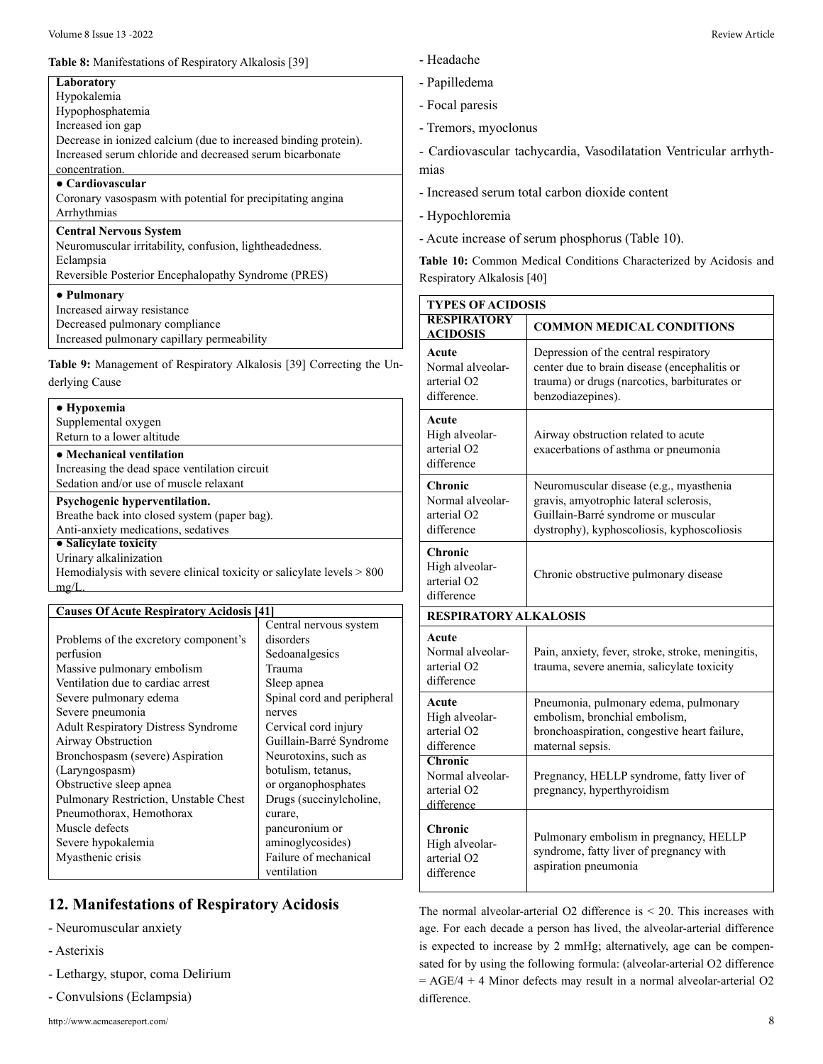**Table 8:** Manifestations of Respiratory Alkalosis [39]

| **Laboratory** |
|---|
| Hypokalemia<br>Hypophosphatemia<br>Increased ion gap<br>Decrease in ionized calcium (due to increased binding protein).<br>Increased serum chloride and decreased serum bicarbonate concentration. |
| **● Cardiovascular** |
| Coronary vasospasm with potential for precipitating angina<br>Arrhythmias |
| **Central Nervous System** |
| Neuromuscular irritability, confusion, lightheadedness.<br>Eclampsia<br>Reversible Posterior Encephalopathy Syndrome (PRES) |
| **● Pulmonary** |
| Increased airway resistance<br>Decreased pulmonary compliance<br>Increased pulmonary capillary permeability |

**Table 9:** Management of Respiratory Alkalosis [39] Correcting the Underlying Cause

| **● Hypoxemia** |
|---|
| Supplemental oxygen<br>Return to a lower altitude |
| **● Mechanical ventilation** |
| Increasing the dead space ventilation circuit<br>Sedation and/or use of muscle relaxant |
| **Psychogenic hyperventilation.** |
| Breathe back into closed system (paper bag).<br>Anti-anxiety medications, sedatives |
| **● Salicylate toxicity** |
| Urinary alkalinization<br>Hemodialysis with severe clinical toxicity or salicylate levels > 800 mg/L. |

| **Causes Of Acute Respiratory Acidosis [41]** | |
|---|---|
| Problems of the excretory component's perfusion<br>Massive pulmonary embolism<br>Ventilation due to cardiac arrest<br>Severe pulmonary edema<br>Severe pneumonia<br>Adult Respiratory Distress Syndrome<br>Airway Obstruction<br>Bronchospasm (severe) Aspiration (Laryngospasm)<br>Obstructive sleep apnea<br>Pulmonary Restriction, Unstable Chest<br>Pneumothorax, Hemothorax<br>Muscle defects<br>Severe hypokalemia<br>Myasthenic crisis | Central nervous system disorders<br>Sedoanalgesics<br>Trauma<br>Sleep apnea<br>Spinal cord and peripheral nerves<br>Cervical cord injury<br>Guillain-Barré Syndrome<br>Neurotoxins, such as botulism, tetanus, or organophosphates<br>Drugs (succinylcholine, curare, pancuronium or aminoglycosides)<br>Failure of mechanical ventilation |

## 12. Manifestations of Respiratory Acidosis

- Neuromuscular anxiety
- Asterixis
- Lethargy, stupor, coma Delirium
- Convulsions (Eclampsia)
- Headache
- Papilledema
- Focal paresis
- Tremors, myoclonus
- Cardiovascular tachycardia, Vasodilatation Ventricular arrhythmias
- Increased serum total carbon dioxide content
- Hypochloremia
- Acute increase of serum phosphorus (Table 10).

**Table 10:** Common Medical Conditions Characterized by Acidosis and Respiratory Alkalosis [40]

| **TYPES OF ACIDOSIS** | |
|---|---|
| **RESPIRATORY ACIDOSIS** | **COMMON MEDICAL CONDITIONS** |
| **Acute**<br>Normal alveolar-arterial O2 difference. | Depression of the central respiratory center due to brain disease (encephalitis or trauma) or drugs (narcotics, barbiturates or benzodiazepines). |
| **Acute**<br>High alveolar-arterial O2 difference | Airway obstruction related to acute exacerbations of asthma or pneumonia |
| **Chronic**<br>Normal alveolar-arterial O2 difference | Neuromuscular disease (e.g., myasthenia gravis, amyotrophic lateral sclerosis, Guillain-Barré syndrome or muscular dystrophy), kyphoscoliosis, kyphoscoliosis |
| **Chronic**<br>High alveolar-arterial O2 difference | Chronic obstructive pulmonary disease |
| **RESPIRATORY ALKALOSIS** | |
| **Acute**<br>Normal alveolar-arterial O2 difference | Pain, anxiety, fever, stroke, stroke, meningitis, trauma, severe anemia, salicylate toxicity |
| **Acute**<br>High alveolar-arterial O2 difference | Pneumonia, pulmonary edema, pulmonary embolism, bronchial embolism, bronchoaspiration, congestive heart failure, maternal sepsis. |
| **Chronic**<br>Normal alveolar-arterial O2 difference | Pregnancy, HELLP syndrome, fatty liver of pregnancy, hyperthyroidism |
| **Chronic**<br>High alveolar-arterial O2 difference | Pulmonary embolism in pregnancy, HELLP syndrome, fatty liver of pregnancy with aspiration pneumonia |

The normal alveolar-arterial O2 difference is < 20. This increases with age. For each decade a person has lived, the alveolar-arterial difference is expected to increase by 2 mmHg; alternatively, age can be compensated for by using the following formula: (alveolar-arterial O2 difference = AGE/4 + 4 Minor defects may result in a normal alveolar-arterial O2 difference.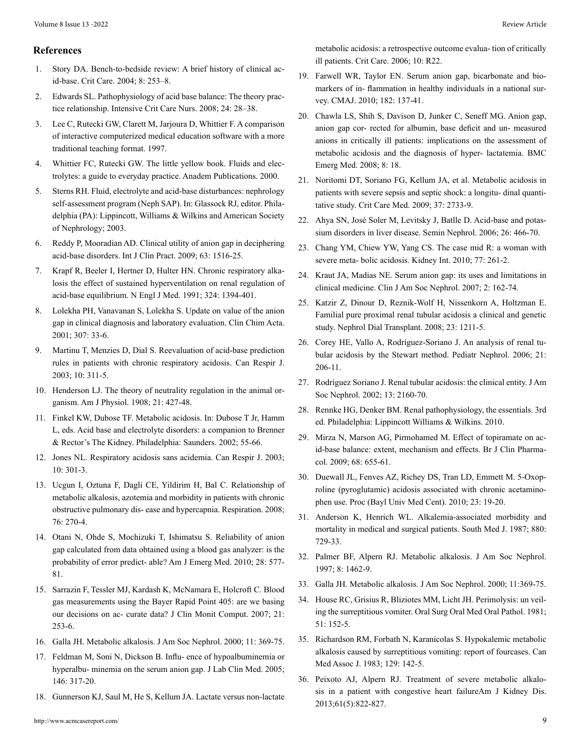## References

1. Story DA. Bench-to-bedside review: A brief history of clinical acid-base. Crit Care. 2004; 8: 253–8.
2. Edwards SL. Pathophysiology of acid base balance: The theory practice relationship. Intensive Crit Care Nurs. 2008; 24: 28–38.
3. Lee C, Rutecki GW, Clarett M, Jarjoura D, Whittier F. A comparison of interactive computerized medical education software with a more traditional teaching format. 1997.
4. Whittier FC, Rutecki GW. The little yellow book. Fluids and electrolytes: a guide to everyday practice. Anadem Publications. 2000.
5. Sterns RH. Fluid, electrolyte and acid-base disturbances: nephrology self-assessment program (Neph SAP). In: Glassock RJ, editor. Philadelphia (PA): Lippincott, Williams & Wilkins and American Society of Nephrology; 2003.
6. Reddy P, Mooradian AD. Clinical utility of anion gap in deciphering acid-base disorders. Int J Clin Pract. 2009; 63: 1516-25.
7. Krapf R, Beeler I, Hertner D, Hulter HN. Chronic respiratory alkalosis the effect of sustained hyperventilation on renal regulation of acid-base equilibrium. N Engl J Med. 1991; 324: 1394-401.
8. Lolekha PH, Vanavanan S, Lolekha S. Update on value of the anion gap in clinical diagnosis and laboratory evaluation. Clin Chim Acta. 2001; 307: 33-6.
9. Martinu T, Menzies D, Dial S. Reevaluation of acid-base prediction rules in patients with chronic respiratory acidosis. Can Respir J. 2003; 10: 311-5.
10. Henderson LJ. The theory of neutrality regulation in the animal organism. Am J Physiol. 1908; 21: 427-48.
11. Finkel KW, Dubose TF. Metabolic acidosis. In: Dubose T Jr, Hamm L, eds. Acid base and electrolyte disorders: a companion to Brenner & Rector's The Kidney. Philadelphia: Saunders. 2002; 55-66.
12. Jones NL. Respiratory acidosis sans acidemia. Can Respir J. 2003; 10: 301-3.
13. Ucgun I, Oztuna F, Dagli CE, Yildirim H, Bal C. Relationship of metabolic alkalosis, azotemia and morbidity in patients with chronic obstructive pulmonary dis- ease and hypercapnia. Respiration. 2008; 76: 270-4.
14. Otani N, Ohde S, Mochizuki T, Ishimatsu S. Reliability of anion gap calculated from data obtained using a blood gas analyzer: is the probability of error predict- able? Am J Emerg Med. 2010; 28: 577-81.
15. Sarrazin F, Tessler MJ, Kardash K, McNamara E, Holcroft C. Blood gas measurements using the Bayer Rapid Point 405: are we basing our decisions on ac- curate data? J Clin Monit Comput. 2007; 21: 253-6.
16. Galla JH. Metabolic alkalosis. J Am Soc Nephrol. 2000; 11: 369-75.
17. Feldman M, Soni N, Dickson B. Influ- ence of hypoalbuminemia or hyperalbu- minemia on the serum anion gap. J Lab Clin Med. 2005; 146: 317-20.
18. Gunnerson KJ, Saul M, He S, Kellum JA. Lactate versus non-lactate metabolic acidosis: a retrospective outcome evalua- tion of critically ill patients. Crit Care. 2006; 10: R22.
19. Farwell WR, Taylor EN. Serum anion gap, bicarbonate and biomarkers of in- flammation in healthy individuals in a national survey. CMAJ. 2010; 182: 137-41.
20. Chawla LS, Shih S, Davison D, Junker C, Seneff MG. Anion gap, anion gap cor- rected for albumin, base deficit and un- measured anions in critically ill patients: implications on the assessment of metabolic acidosis and the diagnosis of hyper- lactatemia. BMC Emerg Med. 2008; 8: 18.
21. Noritomi DT, Soriano FG, Kellum JA, et al. Metabolic acidosis in patients with severe sepsis and septic shock: a longitu- dinal quantitative study. Crit Care Med. 2009; 37: 2733-9.
22. Ahya SN, José Soler M, Levitsky J, Batlle D. Acid-base and potassium disorders in liver disease. Semin Nephrol. 2006; 26: 466-70.
23. Chang YM, Chiew YW, Yang CS. The case mid R: a woman with severe meta- bolic acidosis. Kidney Int. 2010; 77: 261-2.
24. Kraut JA, Madias NE. Serum anion gap: its uses and limitations in clinical medicine. Clin J Am Soc Nephrol. 2007; 2: 162-74.
25. Katzir Z, Dinour D, Reznik-Wolf H, Nissenkorn A, Holtzman E. Familial pure proximal renal tubular acidosis a clinical and genetic study. Nephrol Dial Transplant. 2008; 23: 1211-5.
26. Corey HE, Vallo A, Rodríguez-Soriano J. An analysis of renal tubular acidosis by the Stewart method. Pediatr Nephrol. 2006; 21: 206-11.
27. Rodríguez Soriano J. Renal tubular acidosis: the clinical entity. J Am Soc Nephrol. 2002; 13: 2160-70.
28. Rennke HG, Denker BM. Renal pathophysiology, the essentials. 3rd ed. Philadelphia: Lippincott Williams & Wilkins. 2010.
29. Mirza N, Marson AG, Pirmohamed M. Effect of topiramate on acid-base balance: extent, mechanism and effects. Br J Clin Pharmacol. 2009; 68: 655-61.
30. Duewall JL, Fenves AZ, Richey DS, Tran LD, Emmett M. 5-Oxoproline (pyroglutamic) acidosis associated with chronic acetaminophen use. Proc (Bayl Univ Med Cent). 2010; 23: 19-20.
31. Anderson K, Henrich WL. Alkalemia-associated morbidity and mortality in medical and surgical patients. South Med J. 1987; 880: 729-33.
32. Palmer BF, Alpern RJ. Metabolic alkalosis. J Am Soc Nephrol. 1997; 8: 1462-9.
33. Galla JH. Metabolic alkalosis. J Am Soc Nephrol. 2000; 11:369-75.
34. House RC, Grisius R, Bliziotes MM, Licht JH. Perimolysis: un veiling the surreptitious vomiter. Oral Surg Oral Med Oral Pathol. 1981; 51: 152-5.
35. Richardson RM, Forbath N, Karanicolas S. Hypokalemic metabolic alkalosis caused by surreptitious vomiting: report of fourcases. Can Med Assoc J. 1983; 129: 142-5.
36. Peixoto AJ, Alpern RJ. Treatment of severe metabolic alkalosis in a patient with congestive heart failureAm J Kidney Dis. 2013;61(5):822-827.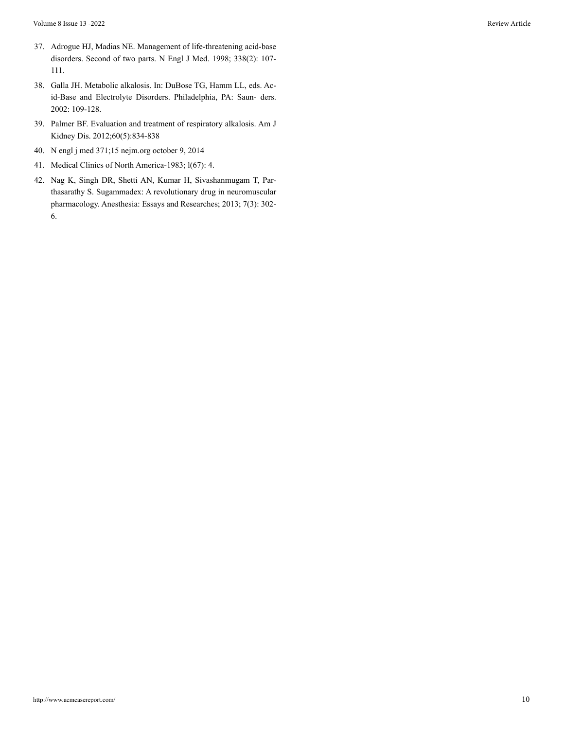37. Adrogue HJ, Madias NE. Management of life-threatening acid-base disorders. Second of two parts. N Engl J Med. 1998; 338(2): 107-111.
38. Galla JH. Metabolic alkalosis. In: DuBose TG, Hamm LL, eds. Acid-Base and Electrolyte Disorders. Philadelphia, PA: Saun- ders. 2002: 109-128.
39. Palmer BF. Evaluation and treatment of respiratory alkalosis. Am J Kidney Dis. 2012;60(5):834-838
40. N engl j med 371;15 nejm.org october 9, 2014
41. Medical Clinics of North America-1983; l(67): 4.
42. Nag K, Singh DR, Shetti AN, Kumar H, Sivashanmugam T, Parthasarathy S. Sugammadex: A revolutionary drug in neuromuscular pharmacology. Anesthesia: Essays and Researches; 2013; 7(3): 302-6.